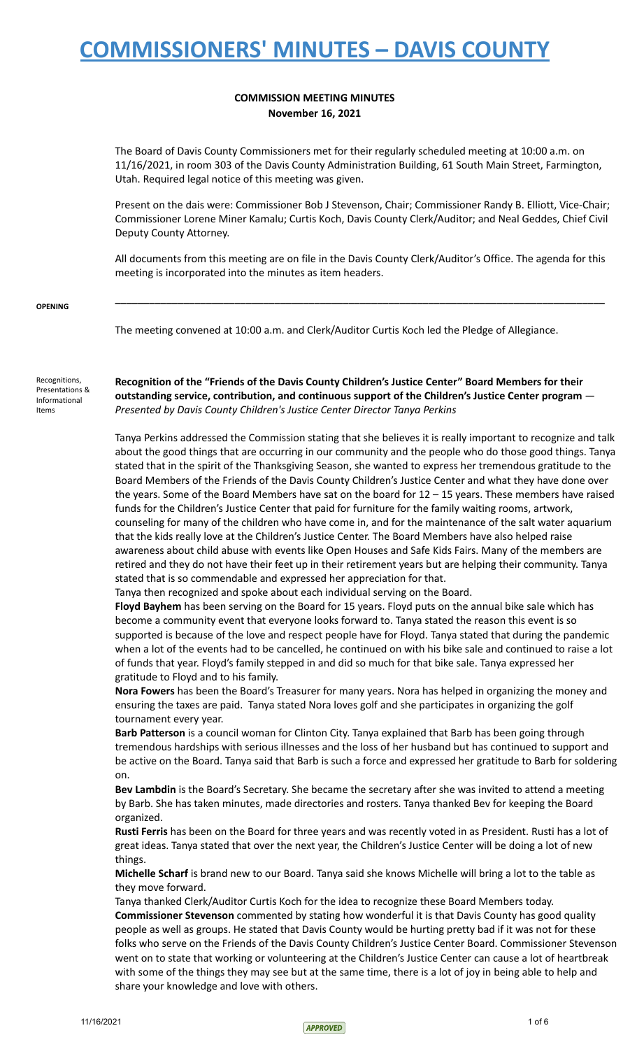# COMMISSIONERS' MINUTES – DAVIS COUNTY

**COMMISSION MEETING MINUTES**
**November 16, 2021**

The Board of Davis County Commissioners met for their regularly scheduled meeting at 10:00 a.m. on 11/16/2021, in room 303 of the Davis County Administration Building, 61 South Main Street, Farmington, Utah. Required legal notice of this meeting was given.

Present on the dais were: Commissioner Bob J Stevenson, Chair; Commissioner Randy B. Elliott, Vice-Chair; Commissioner Lorene Miner Kamalu; Curtis Koch, Davis County Clerk/Auditor; and Neal Geddes, Chief Civil Deputy County Attorney.

All documents from this meeting are on file in the Davis County Clerk/Auditor's Office. The agenda for this meeting is incorporated into the minutes as item headers.

---

**OPENING**

The meeting convened at 10:00 a.m. and Clerk/Auditor Curtis Koch led the Pledge of Allegiance.

Recognitions, Presentations & Informational Items

**Recognition of the "Friends of the Davis County Children's Justice Center" Board Members for their outstanding service, contribution, and continuous support of the Children's Justice Center program** — *Presented by Davis County Children's Justice Center Director Tanya Perkins*

Tanya Perkins addressed the Commission stating that she believes it is really important to recognize and talk about the good things that are occurring in our community and the people who do those good things. Tanya stated that in the spirit of the Thanksgiving Season, she wanted to express her tremendous gratitude to the Board Members of the Friends of the Davis County Children's Justice Center and what they have done over the years. Some of the Board Members have sat on the board for 12 – 15 years. These members have raised funds for the Children's Justice Center that paid for furniture for the family waiting rooms, artwork, counseling for many of the children who have come in, and for the maintenance of the salt water aquarium that the kids really love at the Children's Justice Center. The Board Members have also helped raise awareness about child abuse with events like Open Houses and Safe Kids Fairs. Many of the members are retired and they do not have their feet up in their retirement years but are helping their community. Tanya stated that is so commendable and expressed her appreciation for that.

Tanya then recognized and spoke about each individual serving on the Board.

**Floyd Bayhem** has been serving on the Board for 15 years. Floyd puts on the annual bike sale which has become a community event that everyone looks forward to. Tanya stated the reason this event is so supported is because of the love and respect people have for Floyd. Tanya stated that during the pandemic when a lot of the events had to be cancelled, he continued on with his bike sale and continued to raise a lot of funds that year. Floyd's family stepped in and did so much for that bike sale. Tanya expressed her gratitude to Floyd and to his family.

**Nora Fowers** has been the Board's Treasurer for many years. Nora has helped in organizing the money and ensuring the taxes are paid. Tanya stated Nora loves golf and she participates in organizing the golf tournament every year.

**Barb Patterson** is a council woman for Clinton City. Tanya explained that Barb has been going through tremendous hardships with serious illnesses and the loss of her husband but has continued to support and be active on the Board. Tanya said that Barb is such a force and expressed her gratitude to Barb for soldering on.

**Bev Lambdin** is the Board's Secretary. She became the secretary after she was invited to attend a meeting by Barb. She has taken minutes, made directories and rosters. Tanya thanked Bev for keeping the Board organized.

**Rusti Ferris** has been on the Board for three years and was recently voted in as President. Rusti has a lot of great ideas. Tanya stated that over the next year, the Children's Justice Center will be doing a lot of new things.

**Michelle Scharf** is brand new to our Board. Tanya said she knows Michelle will bring a lot to the table as they move forward.

Tanya thanked Clerk/Auditor Curtis Koch for the idea to recognize these Board Members today.

**Commissioner Stevenson** commented by stating how wonderful it is that Davis County has good quality people as well as groups. He stated that Davis County would be hurting pretty bad if it was not for these folks who serve on the Friends of the Davis County Children's Justice Center Board. Commissioner Stevenson went on to state that working or volunteering at the Children's Justice Center can cause a lot of heartbreak with some of the things they may see but at the same time, there is a lot of joy in being able to help and share your knowledge and love with others.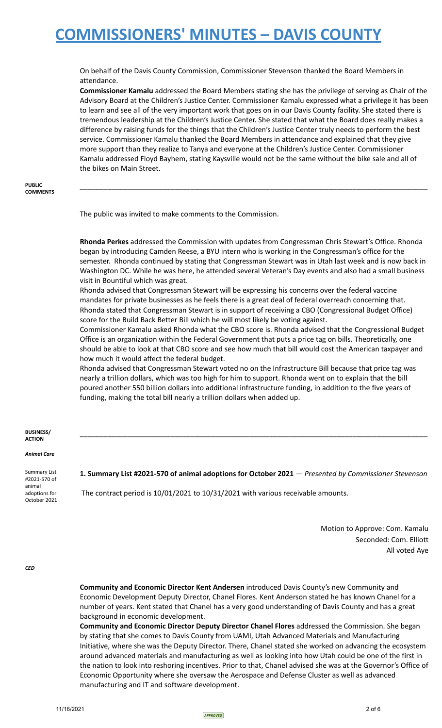On behalf of the Davis County Commission, Commissioner Stevenson thanked the Board Members in attendance.

**Commissioner Kamalu** addressed the Board Members stating she has the privilege of serving as Chair of the Advisory Board at the Children's Justice Center. Commissioner Kamalu expressed what a privilege it has been to learn and see all of the very important work that goes on in our Davis County facility. She stated there is tremendous leadership at the Children's Justice Center. She stated that what the Board does really makes a difference by raising funds for the things that the Children's Justice Center truly needs to perform the best service. Commissioner Kamalu thanked the Board Members in attendance and explained that they give more support than they realize to Tanya and everyone at the Children's Justice Center. Commissioner Kamalu addressed Floyd Bayhem, stating Kaysville would not be the same without the bike sale and all of the bikes on Main Street.

**PUBLIC COMMENTS**

The public was invited to make comments to the Commission.

**Rhonda Perkes** addressed the Commission with updates from Congressman Chris Stewart's Office. Rhonda began by introducing Camden Reese, a BYU intern who is working in the Congressman's office for the semester. Rhonda continued by stating that Congressman Stewart was in Utah last week and is now back in Washington DC. While he was here, he attended several Veteran's Day events and also had a small business visit in Bountiful which was great.

Rhonda advised that Congressman Stewart will be expressing his concerns over the federal vaccine mandates for private businesses as he feels there is a great deal of federal overreach concerning that. Rhonda stated that Congressman Stewart is in support of receiving a CBO (Congressional Budget Office) score for the Build Back Better Bill which he will most likely be voting against.

Commissioner Kamalu asked Rhonda what the CBO score is. Rhonda advised that the Congressional Budget Office is an organization within the Federal Government that puts a price tag on bills. Theoretically, one should be able to look at that CBO score and see how much that bill would cost the American taxpayer and how much it would affect the federal budget.

Rhonda advised that Congressman Stewart voted no on the Infrastructure Bill because that price tag was nearly a trillion dollars, which was too high for him to support. Rhonda went on to explain that the bill poured another 550 billion dollars into additional infrastructure funding, in addition to the five years of funding, making the total bill nearly a trillion dollars when added up.

**BUSINESS/ ACTION**

*Animal Care*

Summary List #2021-570 of animal adoptions for October 2021

**1. Summary List #2021-570 of animal adoptions for October 2021** — *Presented by Commissioner Stevenson*

The contract period is 10/01/2021 to 10/31/2021 with various receivable amounts.

Motion to Approve: Com. Kamalu
Seconded: Com. Elliott
All voted Aye

*CED*

**Community and Economic Director Kent Andersen** introduced Davis County's new Community and Economic Development Deputy Director, Chanel Flores. Kent Anderson stated he has known Chanel for a number of years. Kent stated that Chanel has a very good understanding of Davis County and has a great background in economic development.

**Community and Economic Director Deputy Director Chanel Flores** addressed the Commission. She began by stating that she comes to Davis County from UAMI, Utah Advanced Materials and Manufacturing Initiative, where she was the Deputy Director. There, Chanel stated she worked on advancing the ecosystem around advanced materials and manufacturing as well as looking into how Utah could be one of the first in the nation to look into reshoring incentives. Prior to that, Chanel advised she was at the Governor's Office of Economic Opportunity where she oversaw the Aerospace and Defense Cluster as well as advanced manufacturing and IT and software development.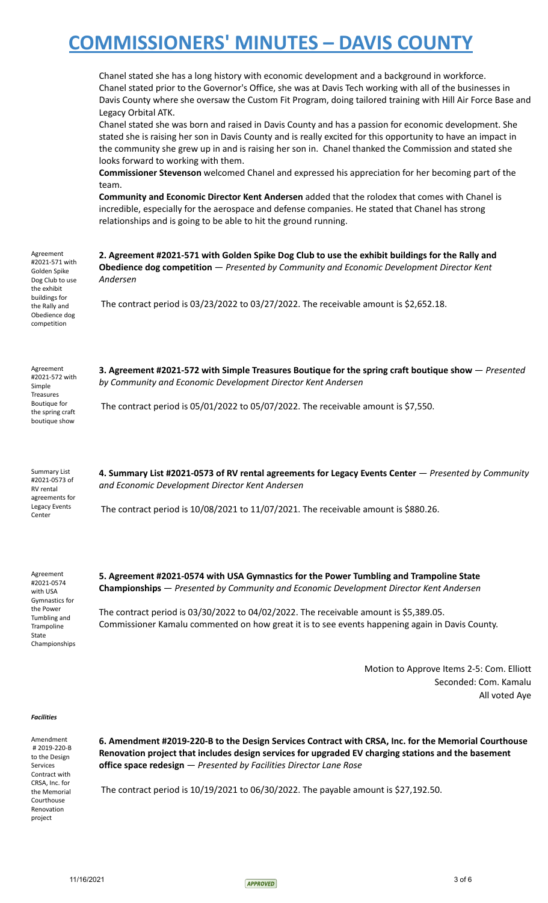Chanel stated she has a long history with economic development and a background in workforce. Chanel stated prior to the Governor's Office, she was at Davis Tech working with all of the businesses in Davis County where she oversaw the Custom Fit Program, doing tailored training with Hill Air Force Base and Legacy Orbital ATK.

Chanel stated she was born and raised in Davis County and has a passion for economic development. She stated she is raising her son in Davis County and is really excited for this opportunity to have an impact in the community she grew up in and is raising her son in. Chanel thanked the Commission and stated she looks forward to working with them.

**Commissioner Stevenson** welcomed Chanel and expressed his appreciation for her becoming part of the team.

**Community and Economic Director Kent Andersen** added that the rolodex that comes with Chanel is incredible, especially for the aerospace and defense companies. He stated that Chanel has strong relationships and is going to be able to hit the ground running.

Agreement #2021-571 with Golden Spike Dog Club to use the exhibit buildings for the Rally and Obedience dog competition

**2. Agreement #2021-571 with Golden Spike Dog Club to use the exhibit buildings for the Rally and Obedience dog competition** — *Presented by Community and Economic Development Director Kent Andersen*

The contract period is 03/23/2022 to 03/27/2022. The receivable amount is $2,652.18.

Agreement #2021-572 with Simple Treasures Boutique for the spring craft boutique show

**3. Agreement #2021-572 with Simple Treasures Boutique for the spring craft boutique show** — *Presented by Community and Economic Development Director Kent Andersen*

The contract period is 05/01/2022 to 05/07/2022. The receivable amount is $7,550.

Summary List #2021-0573 of RV rental agreements for Legacy Events Center

**4. Summary List #2021-0573 of RV rental agreements for Legacy Events Center** — *Presented by Community and Economic Development Director Kent Andersen*

The contract period is 10/08/2021 to 11/07/2021. The receivable amount is $880.26.

Agreement #2021-0574 with USA Gymnastics for the Power Tumbling and Trampoline State Championships

**5. Agreement #2021-0574 with USA Gymnastics for the Power Tumbling and Trampoline State Championships** — *Presented by Community and Economic Development Director Kent Andersen*

The contract period is 03/30/2022 to 04/02/2022. The receivable amount is $5,389.05.
Commissioner Kamalu commented on how great it is to see events happening again in Davis County.

Motion to Approve Items 2-5: Com. Elliott
Seconded: Com. Kamalu
All voted Aye

***Facilities***

Amendment # 2019-220-B to the Design Services Contract with CRSA, Inc. for the Memorial Courthouse Renovation project

**6. Amendment #2019-220-B to the Design Services Contract with CRSA, Inc. for the Memorial Courthouse Renovation project that includes design services for upgraded EV charging stations and the basement office space redesign** — *Presented by Facilities Director Lane Rose*

The contract period is 10/19/2021 to 06/30/2022. The payable amount is $27,192.50.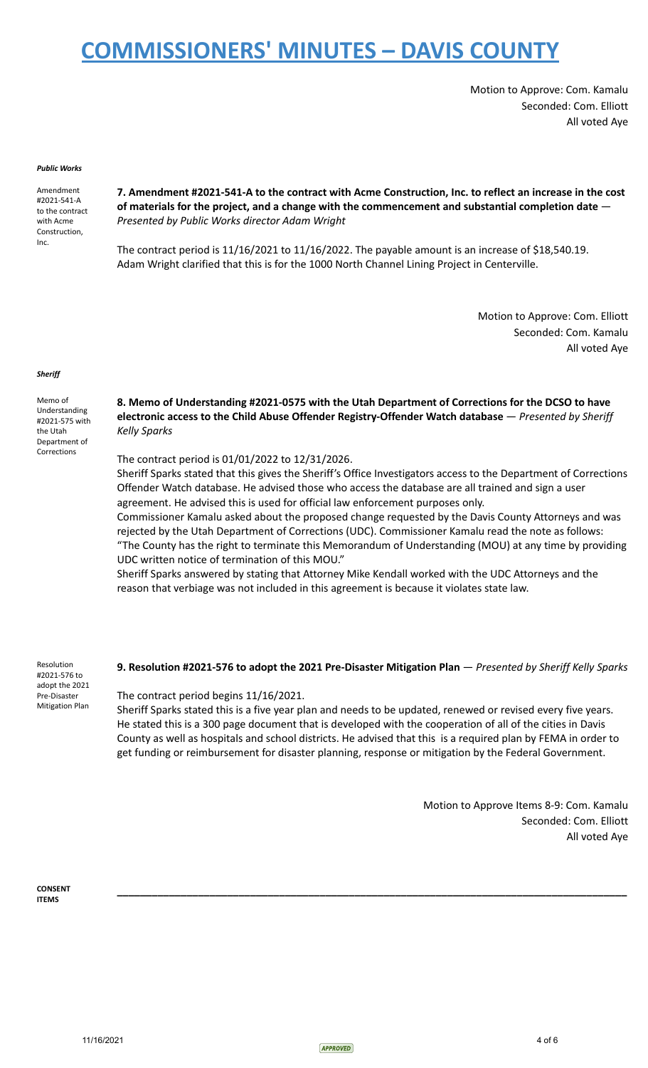# COMMISSIONERS' MINUTES – DAVIS COUNTY

Motion to Approve: Com. Kamalu
Seconded: Com. Elliott
All voted Aye

***Public Works***

Amendment #2021-541-A to the contract with Acme Construction, Inc.

**7. Amendment #2021-541-A to the contract with Acme Construction, Inc. to reflect an increase in the cost of materials for the project, and a change with the commencement and substantial completion date** — *Presented by Public Works director Adam Wright*

The contract period is 11/16/2021 to 11/16/2022. The payable amount is an increase of $18,540.19. Adam Wright clarified that this is for the 1000 North Channel Lining Project in Centerville.

Motion to Approve: Com. Elliott
Seconded: Com. Kamalu
All voted Aye

***Sheriff***

Memo of Understanding #2021-575 with the Utah Department of Corrections

**8. Memo of Understanding #2021-0575 with the Utah Department of Corrections for the DCSO to have electronic access to the Child Abuse Offender Registry-Offender Watch database** — *Presented by Sheriff Kelly Sparks*

The contract period is 01/01/2022 to 12/31/2026.

Sheriff Sparks stated that this gives the Sheriff's Office Investigators access to the Department of Corrections Offender Watch database. He advised those who access the database are all trained and sign a user agreement. He advised this is used for official law enforcement purposes only.

Commissioner Kamalu asked about the proposed change requested by the Davis County Attorneys and was rejected by the Utah Department of Corrections (UDC). Commissioner Kamalu read the note as follows: "The County has the right to terminate this Memorandum of Understanding (MOU) at any time by providing UDC written notice of termination of this MOU."

Sheriff Sparks answered by stating that Attorney Mike Kendall worked with the UDC Attorneys and the reason that verbiage was not included in this agreement is because it violates state law.

Resolution #2021-576 to adopt the 2021 Pre-Disaster Mitigation Plan

**9. Resolution #2021-576 to adopt the 2021 Pre-Disaster Mitigation Plan** — *Presented by Sheriff Kelly Sparks*

The contract period begins 11/16/2021.

Sheriff Sparks stated this is a five year plan and needs to be updated, renewed or revised every five years. He stated this is a 300 page document that is developed with the cooperation of all of the cities in Davis County as well as hospitals and school districts. He advised that this is a required plan by FEMA in order to get funding or reimbursement for disaster planning, response or mitigation by the Federal Government.

Motion to Approve Items 8-9: Com. Kamalu
Seconded: Com. Elliott
All voted Aye

**CONSENT ITEMS**

---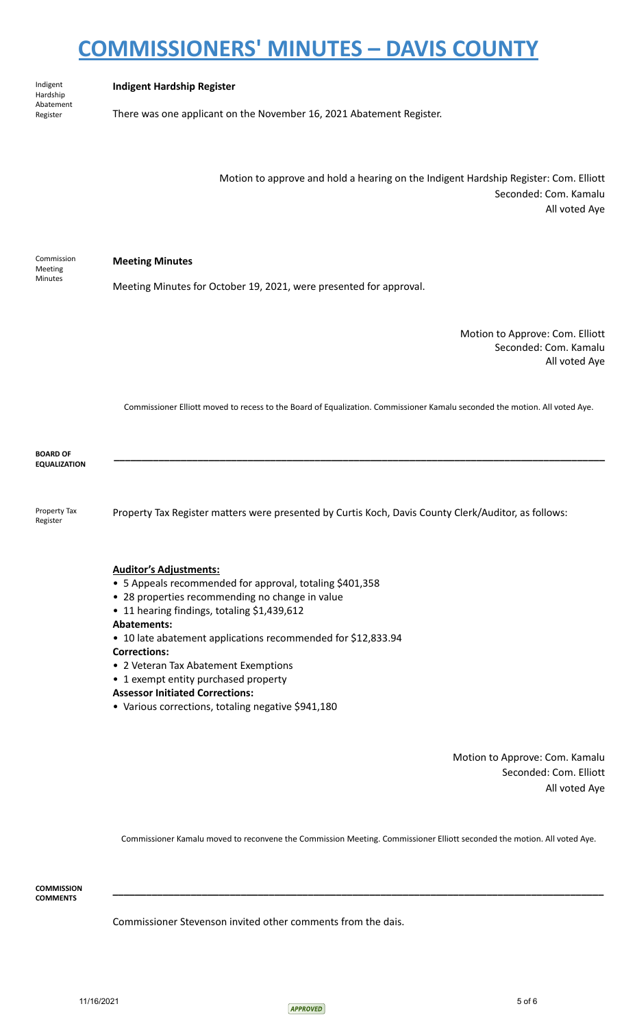Indigent Hardship Abatement Register

**Indigent Hardship Register**

There was one applicant on the November 16, 2021 Abatement Register.

Motion to approve and hold a hearing on the Indigent Hardship Register: Com. Elliott
Seconded: Com. Kamalu
All voted Aye

Commission Meeting Minutes

**Meeting Minutes**

Meeting Minutes for October 19, 2021, were presented for approval.

Motion to Approve: Com. Elliott
Seconded: Com. Kamalu
All voted Aye

Commissioner Elliott moved to recess to the Board of Equalization. Commissioner Kamalu seconded the motion. All voted Aye.

**BOARD OF EQUALIZATION**

---

Property Tax Register

Property Tax Register matters were presented by Curtis Koch, Davis County Clerk/Auditor, as follows:

**Auditor's Adjustments:**

- 5 Appeals recommended for approval, totaling $401,358
- 28 properties recommending no change in value
- 11 hearing findings, totaling $1,439,612

**Abatements:**

- 10 late abatement applications recommended for $12,833.94

**Corrections:**

- 2 Veteran Tax Abatement Exemptions
- 1 exempt entity purchased property

**Assessor Initiated Corrections:**

- Various corrections, totaling negative $941,180

Motion to Approve: Com. Kamalu
Seconded: Com. Elliott
All voted Aye

Commissioner Kamalu moved to reconvene the Commission Meeting. Commissioner Elliott seconded the motion. All voted Aye.

**COMMISSION COMMENTS**

---

Commissioner Stevenson invited other comments from the dais.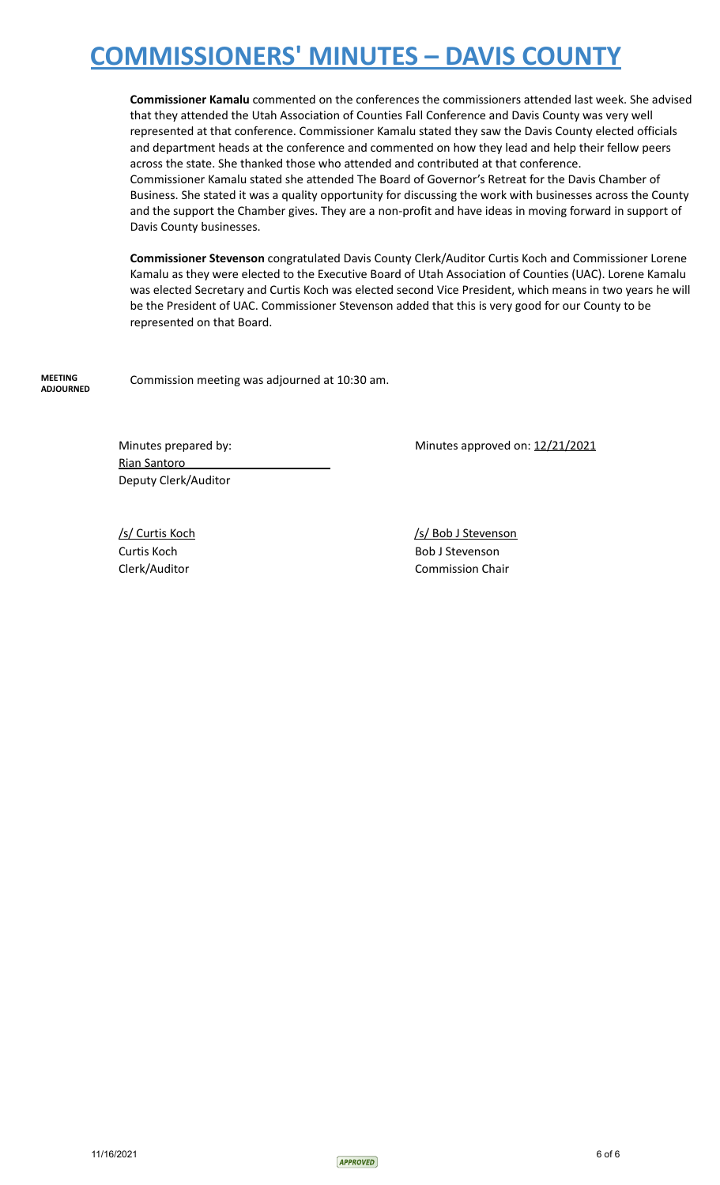**Commissioner Kamalu** commented on the conferences the commissioners attended last week. She advised that they attended the Utah Association of Counties Fall Conference and Davis County was very well represented at that conference. Commissioner Kamalu stated they saw the Davis County elected officials and department heads at the conference and commented on how they lead and help their fellow peers across the state. She thanked those who attended and contributed at that conference.
Commissioner Kamalu stated she attended The Board of Governor's Retreat for the Davis Chamber of Business. She stated it was a quality opportunity for discussing the work with businesses across the County and the support the Chamber gives. They are a non-profit and have ideas in moving forward in support of Davis County businesses.

**Commissioner Stevenson** congratulated Davis County Clerk/Auditor Curtis Koch and Commissioner Lorene Kamalu as they were elected to the Executive Board of Utah Association of Counties (UAC). Lorene Kamalu was elected Secretary and Curtis Koch was elected second Vice President, which means in two years he will be the President of UAC. Commissioner Stevenson added that this is very good for our County to be represented on that Board.

**MEETING ADJOURNED**

Commission meeting was adjourned at 10:30 am.

Minutes prepared by:
Rian Santoro
Deputy Clerk/Auditor

Minutes approved on: 12/21/2021

/s/ Curtis Koch
Curtis Koch
Clerk/Auditor

/s/ Bob J Stevenson
Bob J Stevenson
Commission Chair